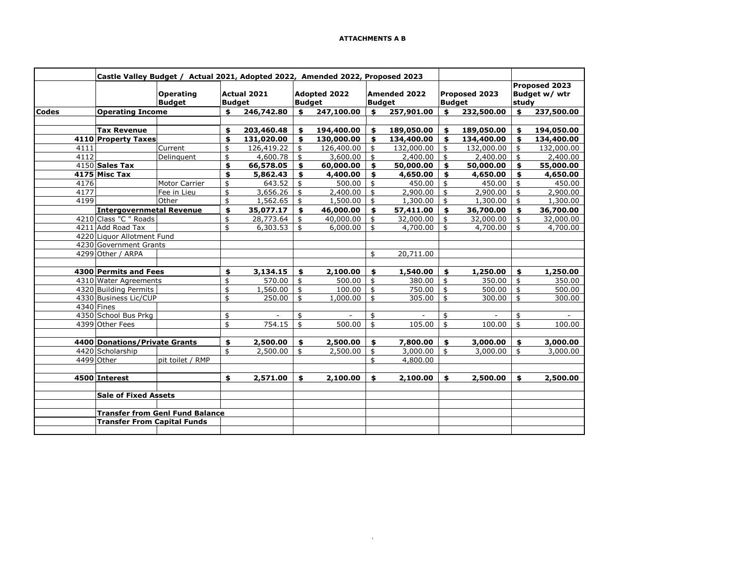**ATTACHMENTS A B**

| | Castle Valley Budget / Actual 2021, Adopted 2022, Amended 2022, Proposed 2023 | | | | | | |
|---|---|---|---|---|---|---|---|
| | | **Operating Budget** | **Actual 2021 Budget** | **Adopted 2022 Budget** | **Amended 2022 Budget** | **Proposed 2023 Budget** | **Proposed 2023 Budget w/ wtr study** |
| **Codes** | **Operating Income** | | **$ 246,742.80** | **$ 247,100.00** | **$ 257,901.00** | **$ 232,500.00** | **$ 237,500.00** |
| | | | | | | | |
| | **Tax Revenue** | | **$ 203,460.48** | **$ 194,400.00** | **$ 189,050.00** | **$ 189,050.00** | **$ 194,050.00** |
| 4110 | **Property Taxes** | | **$ 131,020.00** | **$ 130,000.00** | **$ 134,400.00** | **$ 134,400.00** | **$ 134,400.00** |
| 4111 | | Current | $ 126,419.22 | $ 126,400.00 | $ 132,000.00 | $ 132,000.00 | $ 132,000.00 |
| 4112 | | Delinquent | $ 4,600.78 | $ 3,600.00 | $ 2,400.00 | $ 2,400.00 | $ 2,400.00 |
| 4150 | **Sales Tax** | | **$ 66,578.05** | **$ 60,000.00** | **$ 50,000.00** | **$ 50,000.00** | **$ 55,000.00** |
| **4175** | **Misc Tax** | | **$ 5,862.43** | **$ 4,400.00** | **$ 4,650.00** | **$ 4,650.00** | **$ 4,650.00** |
| 4176 | | Motor Carrier | $ 643.52 | $ 500.00 | $ 450.00 | $ 450.00 | $ 450.00 |
| 4177 | | Fee in Lieu | $ 3,656.26 | $ 2,400.00 | $ 2,900.00 | $ 2,900.00 | $ 2,900.00 |
| 4199 | | Other | $ 1,562.65 | $ 1,500.00 | $ 1,300.00 | $ 1,300.00 | $ 1,300.00 |
| | **Intergovernmetal Revenue** | | **$ 35,077.17** | **$ 46,000.00** | **$ 57,411.00** | **$ 36,700.00** | **$ 36,700.00** |
| 4210 | Class "C " Roads | | $ 28,773.64 | $ 40,000.00 | $ 32,000.00 | $ 32,000.00 | $ 32,000.00 |
| 4211 | Add Road Tax | | $ 6,303.53 | $ 6,000.00 | $ 4,700.00 | $ 4,700.00 | $ 4,700.00 |
| 4220 | Liquor Allotment Fund | | | | | | |
| 4230 | Government Grants | | | | | | |
| 4299 | Other / ARPA | | | | $ 20,711.00 | | |
| | | | | | | | |
| **4300** | **Permits and Fees** | | **$ 3,134.15** | **$ 2,100.00** | **$ 1,540.00** | **$ 1,250.00** | **$ 1,250.00** |
| 4310 | Water Agreements | | $ 570.00 | $ 500.00 | $ 380.00 | $ 350.00 | $ 350.00 |
| 4320 | Building Permits | | $ 1,560.00 | $ 100.00 | $ 750.00 | $ 500.00 | $ 500.00 |
| 4330 | Business Lic/CUP | | $ 250.00 | $ 1,000.00 | $ 305.00 | $ 300.00 | $ 300.00 |
| 4340 | Fines | | | | | | |
| 4350 | School Bus Prkg | | $ - | $ - | $ - | $ - | $ - |
| 4399 | Other Fees | | $ 754.15 | $ 500.00 | $ 105.00 | $ 100.00 | $ 100.00 |
| | | | | | | | |
| **4400** | **Donations/Private Grants** | | **$ 2,500.00** | **$ 2,500.00** | **$ 7,800.00** | **$ 3,000.00** | **$ 3,000.00** |
| 4420 | Scholarship | | $ 2,500.00 | $ 2,500.00 | $ 3,000.00 | $ 3,000.00 | $ 3,000.00 |
| 4499 | Other | pit toilet / RMP | | | $ 4,800.00 | | |
| | | | | | | | |
| **4500** | **Interest** | | **$ 2,571.00** | **$ 2,100.00** | **$ 2,100.00** | **$ 2,500.00** | **$ 2,500.00** |
| | | | | | | | |
| | **Sale of Fixed Assets** | | | | | | |
| | | | | | | | |
| | **Transfer from Genl Fund Balance** | | | | | | |
| | **Transfer From Capital Funds** | | | | | | |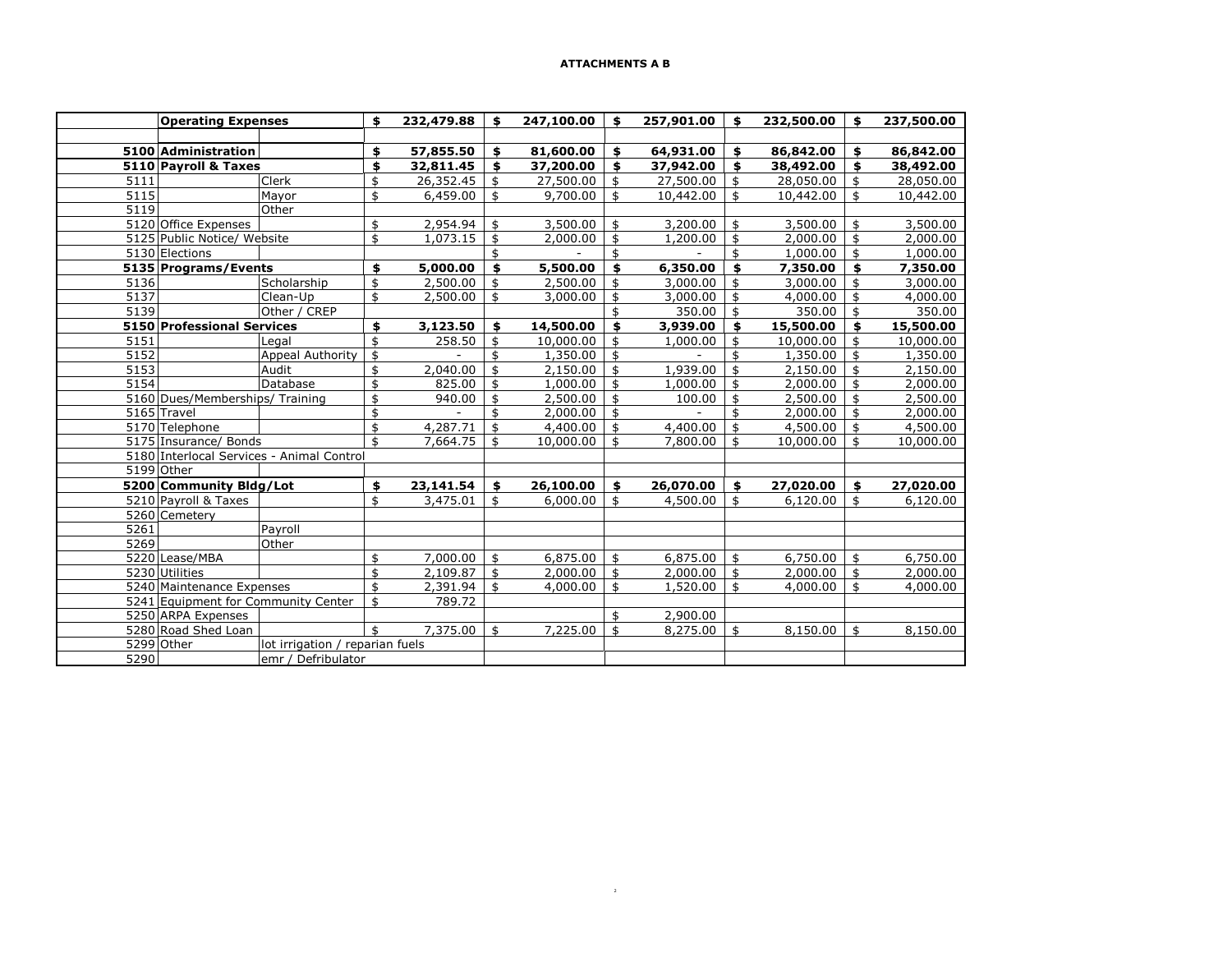**ATTACHMENTS A B**

| | Operating Expenses | | $ 232,479.88 | $ 247,100.00 | $ 257,901.00 | $ 232,500.00 | $ 237,500.00 |
|---|---|---|---|---|---|---|---|
| | | | | | | | |
| **5100** | **Administration** | | **$ 57,855.50** | **$ 81,600.00** | **$ 64,931.00** | **$ 86,842.00** | **$ 86,842.00** |
| **5110** | **Payroll & Taxes** | | **$ 32,811.45** | **$ 37,200.00** | **$ 37,942.00** | **$ 38,492.00** | **$ 38,492.00** |
| 5111 | | Clerk | $ 26,352.45 | $ 27,500.00 | $ 27,500.00 | $ 28,050.00 | $ 28,050.00 |
| 5115 | | Mayor | $ 6,459.00 | $ 9,700.00 | $ 10,442.00 | $ 10,442.00 | $ 10,442.00 |
| 5119 | | Other | | | | | |
| 5120 | Office Expenses | | $ 2,954.94 | $ 3,500.00 | $ 3,200.00 | $ 3,500.00 | $ 3,500.00 |
| 5125 | Public Notice/ Website | | $ 1,073.15 | $ 2,000.00 | $ 1,200.00 | $ 2,000.00 | $ 2,000.00 |
| 5130 | Elections | | | $ - | $ - | $ 1,000.00 | $ 1,000.00 |
| **5135** | **Programs/Events** | | **$ 5,000.00** | **$ 5,500.00** | **$ 6,350.00** | **$ 7,350.00** | **$ 7,350.00** |
| 5136 | | Scholarship | $ 2,500.00 | $ 2,500.00 | $ 3,000.00 | $ 3,000.00 | $ 3,000.00 |
| 5137 | | Clean-Up | $ 2,500.00 | $ 3,000.00 | $ 3,000.00 | $ 4,000.00 | $ 4,000.00 |
| 5139 | | Other / CREP | | | $ 350.00 | $ 350.00 | $ 350.00 |
| **5150** | **Professional Services** | | **$ 3,123.50** | **$ 14,500.00** | **$ 3,939.00** | **$ 15,500.00** | **$ 15,500.00** |
| 5151 | | Legal | $ 258.50 | $ 10,000.00 | $ 1,000.00 | $ 10,000.00 | $ 10,000.00 |
| 5152 | | Appeal Authority | $ - | $ 1,350.00 | $ - | $ 1,350.00 | $ 1,350.00 |
| 5153 | | Audit | $ 2,040.00 | $ 2,150.00 | $ 1,939.00 | $ 2,150.00 | $ 2,150.00 |
| 5154 | | Database | $ 825.00 | $ 1,000.00 | $ 1,000.00 | $ 2,000.00 | $ 2,000.00 |
| 5160 | Dues/Memberships/ Training | | $ 940.00 | $ 2,500.00 | $ 100.00 | $ 2,500.00 | $ 2,500.00 |
| 5165 | Travel | | $ - | $ 2,000.00 | $ - | $ 2,000.00 | $ 2,000.00 |
| 5170 | Telephone | | $ 4,287.71 | $ 4,400.00 | $ 4,400.00 | $ 4,500.00 | $ 4,500.00 |
| 5175 | Insurance/ Bonds | | $ 7,664.75 | $ 10,000.00 | $ 7,800.00 | $ 10,000.00 | $ 10,000.00 |
| 5180 | Interlocal Services - Animal Control | | | | | | |
| 5199 | Other | | | | | | |
| **5200** | **Community Bldg/Lot** | | **$ 23,141.54** | **$ 26,100.00** | **$ 26,070.00** | **$ 27,020.00** | **$ 27,020.00** |
| 5210 | Payroll & Taxes | | $ 3,475.01 | $ 6,000.00 | $ 4,500.00 | $ 6,120.00 | $ 6,120.00 |
| 5260 | Cemetery | | | | | | |
| 5261 | | Payroll | | | | | |
| 5269 | | Other | | | | | |
| 5220 | Lease/MBA | | $ 7,000.00 | $ 6,875.00 | $ 6,875.00 | $ 6,750.00 | $ 6,750.00 |
| 5230 | Utilities | | $ 2,109.87 | $ 2,000.00 | $ 2,000.00 | $ 2,000.00 | $ 2,000.00 |
| 5240 | Maintenance Expenses | | $ 2,391.94 | $ 4,000.00 | $ 1,520.00 | $ 4,000.00 | $ 4,000.00 |
| 5241 | Equipment for Community Center | | $ 789.72 | | | | |
| 5250 | ARPA Expenses | | | | $ 2,900.00 | | |
| 5280 | Road Shed Loan | | $ 7,375.00 | $ 7,225.00 | $ 8,275.00 | $ 8,150.00 | $ 8,150.00 |
| 5299 | Other | lot irrigation / reparian fuels | | | | | |
| 5290 | | emr / Defribulator | | | | | |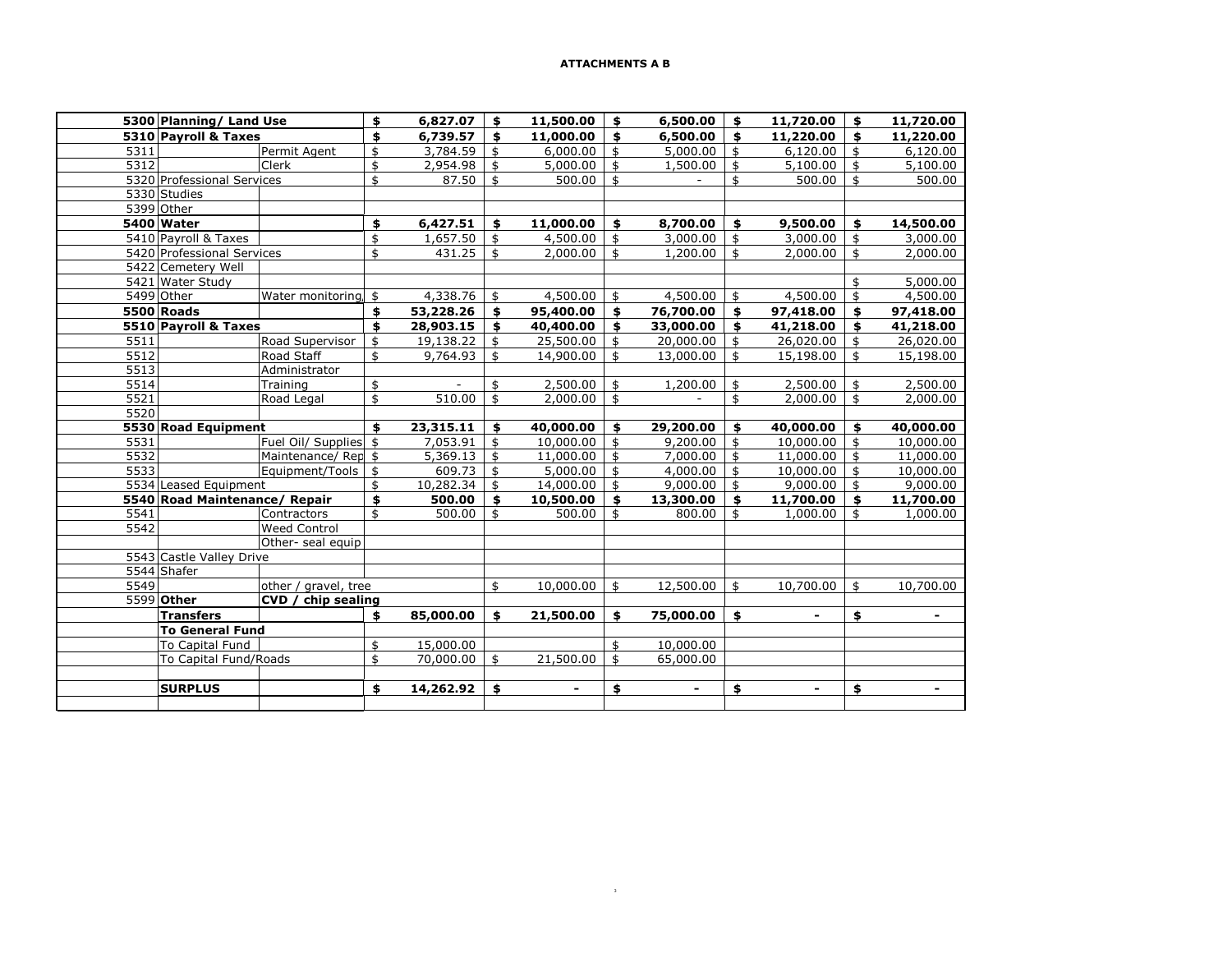**ATTACHMENTS A B**

| | | | | | | | |
|---|---|---|---|---|---|---|---|
| 5300 | **Planning/ Land Use** | | **$ 6,827.07** | **$ 11,500.00** | **$ 6,500.00** | **$ 11,720.00** | **$ 11,720.00** |
| 5310 | **Payroll & Taxes** | | **$ 6,739.57** | **$ 11,000.00** | **$ 6,500.00** | **$ 11,220.00** | **$ 11,220.00** |
| 5311 | | Permit Agent | $ 3,784.59 | $ 6,000.00 | $ 5,000.00 | $ 6,120.00 | $ 6,120.00 |
| 5312 | | Clerk | $ 2,954.98 | $ 5,000.00 | $ 1,500.00 | $ 5,100.00 | $ 5,100.00 |
| 5320 | Professional Services | | $ 87.50 | $ 500.00 | $ - | $ 500.00 | $ 500.00 |
| 5330 | Studies | | | | | | |
| 5399 | Other | | | | | | |
| 5400 | **Water** | | **$ 6,427.51** | **$ 11,000.00** | **$ 8,700.00** | **$ 9,500.00** | **$ 14,500.00** |
| 5410 | Payroll & Taxes | | $ 1,657.50 | $ 4,500.00 | $ 3,000.00 | $ 3,000.00 | $ 3,000.00 |
| 5420 | Professional Services | | $ 431.25 | $ 2,000.00 | $ 1,200.00 | $ 2,000.00 | $ 2,000.00 |
| 5422 | Cemetery Well | | | | | | |
| 5421 | Water Study | | | | | | $ 5,000.00 |
| 5499 | Other | Water monitoring | $ 4,338.76 | $ 4,500.00 | $ 4,500.00 | $ 4,500.00 | $ 4,500.00 |
| 5500 | **Roads** | | **$ 53,228.26** | **$ 95,400.00** | **$ 76,700.00** | **$ 97,418.00** | **$ 97,418.00** |
| 5510 | **Payroll & Taxes** | | **$ 28,903.15** | **$ 40,400.00** | **$ 33,000.00** | **$ 41,218.00** | **$ 41,218.00** |
| 5511 | | Road Supervisor | $ 19,138.22 | $ 25,500.00 | $ 20,000.00 | $ 26,020.00 | $ 26,020.00 |
| 5512 | | Road Staff | $ 9,764.93 | $ 14,900.00 | $ 13,000.00 | $ 15,198.00 | $ 15,198.00 |
| 5513 | | Administrator | | | | | |
| 5514 | | Training | $ - | $ 2,500.00 | $ 1,200.00 | $ 2,500.00 | $ 2,500.00 |
| 5521 | | Road Legal | $ 510.00 | $ 2,000.00 | $ - | $ 2,000.00 | $ 2,000.00 |
| 5520 | | | | | | | |
| 5530 | **Road Equipment** | | **$ 23,315.11** | **$ 40,000.00** | **$ 29,200.00** | **$ 40,000.00** | **$ 40,000.00** |
| 5531 | | Fuel Oil/ Supplies | $ 7,053.91 | $ 10,000.00 | $ 9,200.00 | $ 10,000.00 | $ 10,000.00 |
| 5532 | | Maintenance/ Rep | $ 5,369.13 | $ 11,000.00 | $ 7,000.00 | $ 11,000.00 | $ 11,000.00 |
| 5533 | | Equipment/Tools | $ 609.73 | $ 5,000.00 | $ 4,000.00 | $ 10,000.00 | $ 10,000.00 |
| 5534 | Leased Equipment | | $ 10,282.34 | $ 14,000.00 | $ 9,000.00 | $ 9,000.00 | $ 9,000.00 |
| 5540 | **Road Maintenance/ Repair** | | **$ 500.00** | **$ 10,500.00** | **$ 13,300.00** | **$ 11,700.00** | **$ 11,700.00** |
| 5541 | | Contractors | $ 500.00 | $ 500.00 | $ 800.00 | $ 1,000.00 | $ 1,000.00 |
| 5542 | | Weed Control | | | | | |
| | | Other- seal equip | | | | | |
| 5543 | Castle Valley Drive | | | | | | |
| 5544 | Shafer | | | | | | |
| 5549 | | other / gravel, tree | | $ 10,000.00 | $ 12,500.00 | $ 10,700.00 | $ 10,700.00 |
| 5599 | **Other** | **CVD / chip sealing** | | | | | |
| | **Transfers** | | **$ 85,000.00** | **$ 21,500.00** | **$ 75,000.00** | **$ -** | **$ -** |
| | **To General Fund** | | | | | | |
| | To Capital Fund | | $ 15,000.00 | | $ 10,000.00 | | |
| | To Capital Fund/Roads | | $ 70,000.00 | $ 21,500.00 | $ 65,000.00 | | |
| | | | | | | | |
| | **SURPLUS** | | **$ 14,262.92** | **$ -** | **$ -** | **$ -** | **$ -** |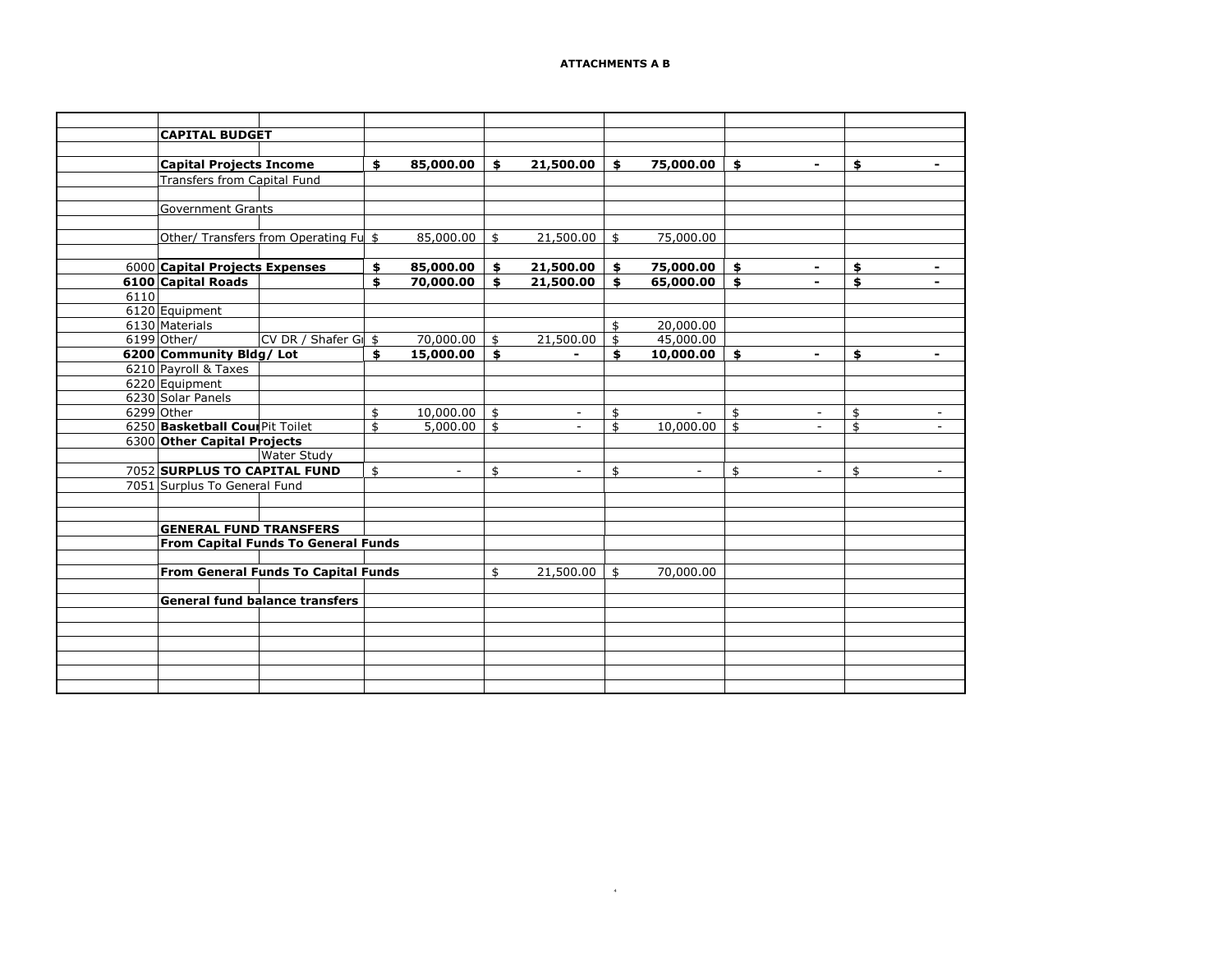**ATTACHMENTS A B**

| | | | | | | | |
|---|---|---|---|---|---|---|---|
| | **CAPITAL BUDGET** | | | | | | |
| | | | | | | | |
| | **Capital Projects Income** | | **$ 85,000.00** | **$ 21,500.00** | **$ 75,000.00** | **$ -** | **$ -** |
| | Transfers from Capital Fund | | | | | | |
| | | | | | | | |
| | Government Grants | | | | | | |
| | | | | | | | |
| | Other/ Transfers from Operating Fu | | $ 85,000.00 | $ 21,500.00 | $ 75,000.00 | | |
| | | | | | | | |
| 6000 | **Capital Projects Expenses** | | **$ 85,000.00** | **$ 21,500.00** | **$ 75,000.00** | **$ -** | **$ -** |
| **6100** | **Capital Roads** | | **$ 70,000.00** | **$ 21,500.00** | **$ 65,000.00** | **$ -** | **$ -** |
| 6110 | | | | | | | |
| 6120 | Equipment | | | | | | |
| 6130 | Materials | | | | $ 20,000.00 | | |
| 6199 | Other/ | CV DR / Shafer Gı | $ 70,000.00 | $ 21,500.00 | $ 45,000.00 | | |
| **6200** | **Community Bldg/ Lot** | | **$ 15,000.00** | **$ -** | **$ 10,000.00** | **$ -** | **$ -** |
| 6210 | Payroll & Taxes | | | | | | |
| 6220 | Equipment | | | | | | |
| 6230 | Solar Panels | | | | | | |
| 6299 | Other | | $ 10,000.00 | $ - | $ - | $ - | $ - |
| 6250 | **Basketball Cour** | Pit Toilet | $ 5,000.00 | $ - | $ 10,000.00 | $ - | $ - |
| 6300 | **Other Capital Projects** | | | | | | |
| | | Water Study | | | | | |
| 7052 | **SURPLUS TO CAPITAL FUND** | | $ - | $ - | $ - | $ - | $ - |
| 7051 | Surplus To General Fund | | | | | | |
| | | | | | | | |
| | | | | | | | |
| | **GENERAL FUND TRANSFERS** | | | | | | |
| | **From Capital Funds To General Funds** | | | | | | |
| | | | | | | | |
| | **From General Funds To Capital Funds** | | | $ 21,500.00 | $ 70,000.00 | | |
| | | | | | | | |
| | **General fund balance transfers** | | | | | | |